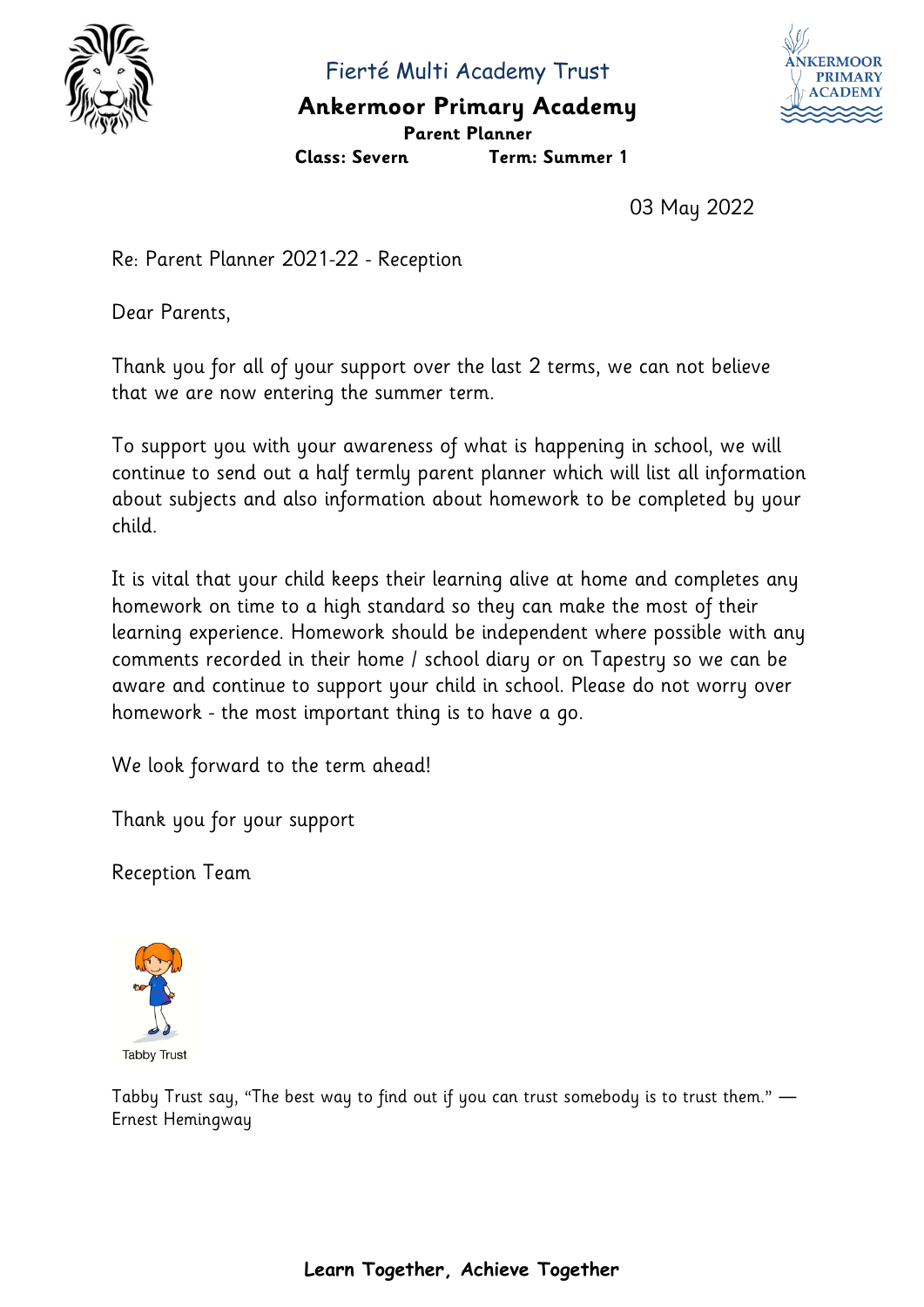Fierté Multi Academy Trust

# Ankermoor Primary Academy

**Parent Planner**

**Class: Severn** **Term: Summer 1**

03 May 2022

Re: Parent Planner 2021-22 - Reception

Dear Parents,

Thank you for all of your support over the last 2 terms, we can not believe that we are now entering the summer term.

To support you with your awareness of what is happening in school, we will continue to send out a half termly parent planner which will list all information about subjects and also information about homework to be completed by your child.

It is vital that your child keeps their learning alive at home and completes any homework on time to a high standard so they can make the most of their learning experience. Homework should be independent where possible with any comments recorded in their home / school diary or on Tapestry so we can be aware and continue to support your child in school. Please do not worry over homework - the most important thing is to have a go.

We look forward to the term ahead!

Thank you for your support

Reception Team

Tabby Trust

Tabby Trust say, "The best way to find out if you can trust somebody is to trust them." — Ernest Hemingway

**Learn Together, Achieve Together**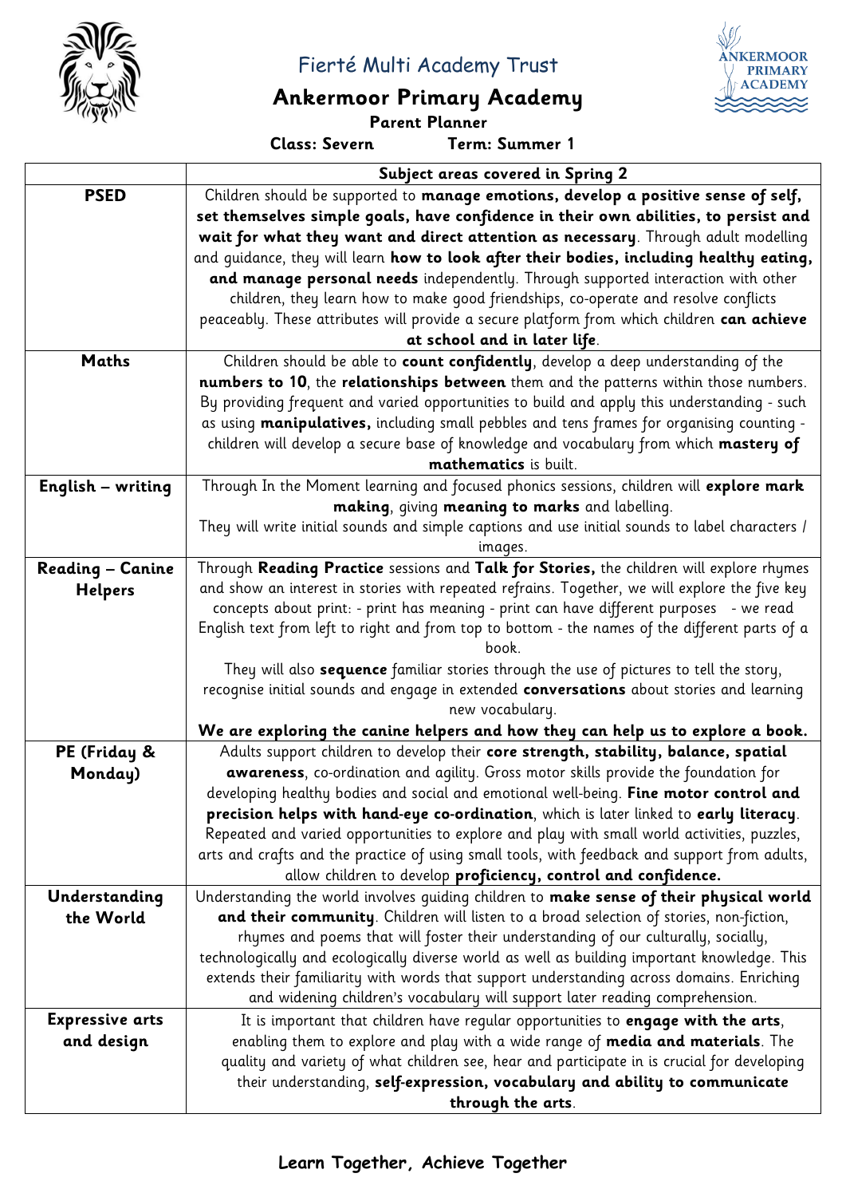# Fierté Multi Academy Trust

## Ankermoor Primary Academy

**Parent Planner**

**Class: Severn** **Term: Summer 1**

| | Subject areas covered in Spring 2 |
|---|---|
| **PSED** | Children should be supported to **manage emotions, develop a positive sense of self, set themselves simple goals, have confidence in their own abilities, to persist and wait for what they want and direct attention as necessary**. Through adult modelling and guidance, they will learn **how to look after their bodies, including healthy eating, and manage personal needs** independently. Through supported interaction with other children, they learn how to make good friendships, co-operate and resolve conflicts peaceably. These attributes will provide a secure platform from which children **can achieve at school and in later life**. |
| **Maths** | Children should be able to **count confidently**, develop a deep understanding of the **numbers to 10**, the **relationships between** them and the patterns within those numbers. By providing frequent and varied opportunities to build and apply this understanding - such as using **manipulatives,** including small pebbles and tens frames for organising counting - children will develop a secure base of knowledge and vocabulary from which **mastery of mathematics** is built. |
| **English – writing** | Through In the Moment learning and focused phonics sessions, children will **explore mark making**, giving **meaning to marks** and labelling. They will write initial sounds and simple captions and use initial sounds to label characters / images. |
| **Reading – Canine Helpers** | Through **Reading Practice** sessions and **Talk for Stories,** the children will explore rhymes and show an interest in stories with repeated refrains. Together, we will explore the five key concepts about print: - print has meaning - print can have different purposes - we read English text from left to right and from top to bottom - the names of the different parts of a book. They will also **sequence** familiar stories through the use of pictures to tell the story, recognise initial sounds and engage in extended **conversations** about stories and learning new vocabulary. **We are exploring the canine helpers and how they can help us to explore a book.** |
| **PE (Friday & Monday)** | Adults support children to develop their **core strength, stability, balance, spatial awareness**, co-ordination and agility. Gross motor skills provide the foundation for developing healthy bodies and social and emotional well-being. **Fine motor control and precision helps with hand-eye co-ordination**, which is later linked to **early literacy**. Repeated and varied opportunities to explore and play with small world activities, puzzles, arts and crafts and the practice of using small tools, with feedback and support from adults, allow children to develop **proficiency, control and confidence.** |
| **Understanding the World** | Understanding the world involves guiding children to **make sense of their physical world and their community**. Children will listen to a broad selection of stories, non-fiction, rhymes and poems that will foster their understanding of our culturally, socially, technologically and ecologically diverse world as well as building important knowledge. This extends their familiarity with words that support understanding across domains. Enriching and widening children's vocabulary will support later reading comprehension. |
| **Expressive arts and design** | It is important that children have regular opportunities to **engage with the arts**, enabling them to explore and play with a wide range of **media and materials**. The quality and variety of what children see, hear and participate in is crucial for developing their understanding, **self-expression, vocabulary and ability to communicate through the arts**. |

**Learn Together, Achieve Together**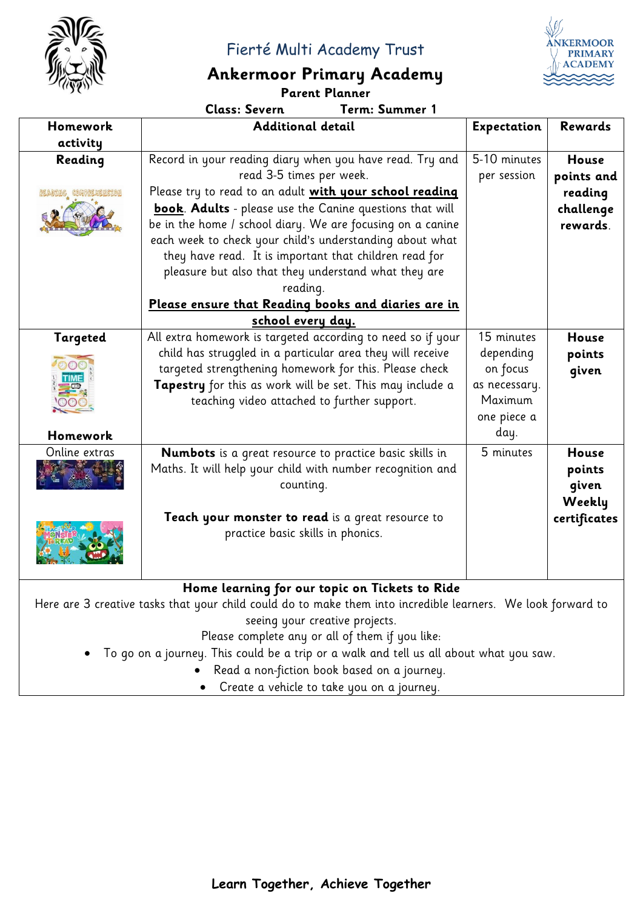# Fierté Multi Academy Trust

## Ankermoor Primary Academy

**Parent Planner**

**Class: Severn** **Term: Summer 1**

| Homework activity | Additional detail | Expectation | Rewards |
| --- | --- | --- | --- |
| **Reading** | Record in your reading diary when you have read. Try and read 3-5 times per week. Please try to read to an adult **with your school reading book**. **Adults** - please use the Canine questions that will be in the home / school diary. We are focusing on a canine each week to check your child's understanding about what they have read. It is important that children read for pleasure but also that they understand what they are reading. **Please ensure that Reading books and diaries are in school every day.** | 5-10 minutes per session | **House points and reading challenge rewards.** |
| **Targeted Homework** | All extra homework is targeted according to need so if your child has struggled in a particular area they will receive targeted strengthening homework for this. Please check **Tapestry** for this as work will be set. This may include a teaching video attached to further support. | 15 minutes depending on focus as necessary. Maximum one piece a day. | **House points given** |
| Online extras | **Numbots** is a great resource to practice basic skills in Maths. It will help your child with number recognition and counting. **Teach your monster to read** is a great resource to practice basic skills in phonics. | 5 minutes | **House points given Weekly certificates** |

**Home learning for our topic on Tickets to Ride**

Here are 3 creative tasks that your child could do to make them into incredible learners. We look forward to seeing your creative projects.

Please complete any or all of them if you like:

- To go on a journey. This could be a trip or a walk and tell us all about what you saw.
- Read a non-fiction book based on a journey.
- Create a vehicle to take you on a journey.

**Learn Together, Achieve Together**